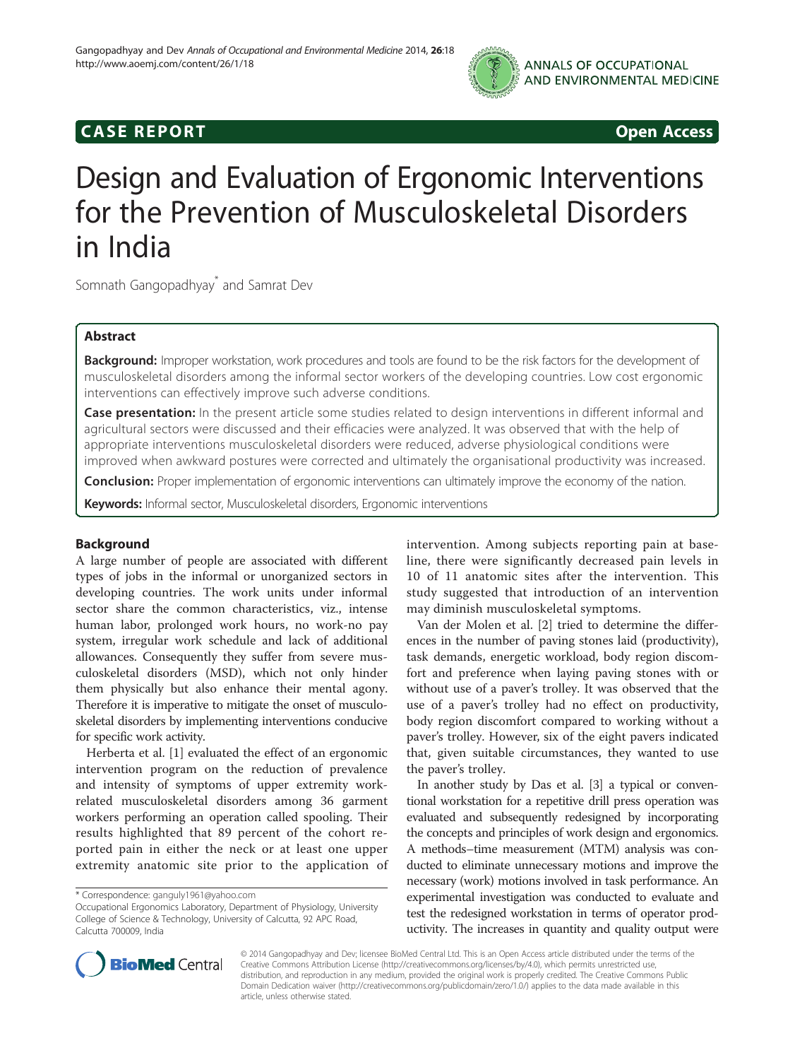**CASE REPORT** **Open Access**

# Design and Evaluation of Ergonomic Interventions for the Prevention of Musculoskeletal Disorders in India

Somnath Gangopadhyay* and Samrat Dev

## Abstract

**Background:** Improper workstation, work procedures and tools are found to be the risk factors for the development of musculoskeletal disorders among the informal sector workers of the developing countries. Low cost ergonomic interventions can effectively improve such adverse conditions.

**Case presentation:** In the present article some studies related to design interventions in different informal and agricultural sectors were discussed and their efficacies were analyzed. It was observed that with the help of appropriate interventions musculoskeletal disorders were reduced, adverse physiological conditions were improved when awkward postures were corrected and ultimately the organisational productivity was increased.

**Conclusion:** Proper implementation of ergonomic interventions can ultimately improve the economy of the nation.

**Keywords:** Informal sector, Musculoskeletal disorders, Ergonomic interventions

## Background

A large number of people are associated with different types of jobs in the informal or unorganized sectors in developing countries. The work units under informal sector share the common characteristics, viz., intense human labor, prolonged work hours, no work-no pay system, irregular work schedule and lack of additional allowances. Consequently they suffer from severe musculoskeletal disorders (MSD), which not only hinder them physically but also enhance their mental agony. Therefore it is imperative to mitigate the onset of musculoskeletal disorders by implementing interventions conducive for specific work activity.

Herberta et al. [1] evaluated the effect of an ergonomic intervention program on the reduction of prevalence and intensity of symptoms of upper extremity work-related musculoskeletal disorders among 36 garment workers performing an operation called spooling. Their results highlighted that 89 percent of the cohort reported pain in either the neck or at least one upper extremity anatomic site prior to the application of intervention. Among subjects reporting pain at baseline, there were significantly decreased pain levels in 10 of 11 anatomic sites after the intervention. This study suggested that introduction of an intervention may diminish musculoskeletal symptoms.

Van der Molen et al. [2] tried to determine the differences in the number of paving stones laid (productivity), task demands, energetic workload, body region discomfort and preference when laying paving stones with or without use of a paver's trolley. It was observed that the use of a paver's trolley had no effect on productivity, body region discomfort compared to working without a paver's trolley. However, six of the eight pavers indicated that, given suitable circumstances, they wanted to use the paver's trolley.

In another study by Das et al. [3] a typical or conventional workstation for a repetitive drill press operation was evaluated and subsequently redesigned by incorporating the concepts and principles of work design and ergonomics. A methods–time measurement (MTM) analysis was conducted to eliminate unnecessary motions and improve the necessary (work) motions involved in task performance. An experimental investigation was conducted to evaluate and test the redesigned workstation in terms of operator productivity. The increases in quantity and quality output were

\* Correspondence: ganguly1961@yahoo.com
Occupational Ergonomics Laboratory, Department of Physiology, University College of Science & Technology, University of Calcutta, 92 APC Road, Calcutta 700009, India

© 2014 Gangopadhyay and Dev; licensee BioMed Central Ltd. This is an Open Access article distributed under the terms of the Creative Commons Attribution License (http://creativecommons.org/licenses/by/4.0), which permits unrestricted use, distribution, and reproduction in any medium, provided the original work is properly credited. The Creative Commons Public Domain Dedication waiver (http://creativecommons.org/publicdomain/zero/1.0/) applies to the data made available in this article, unless otherwise stated.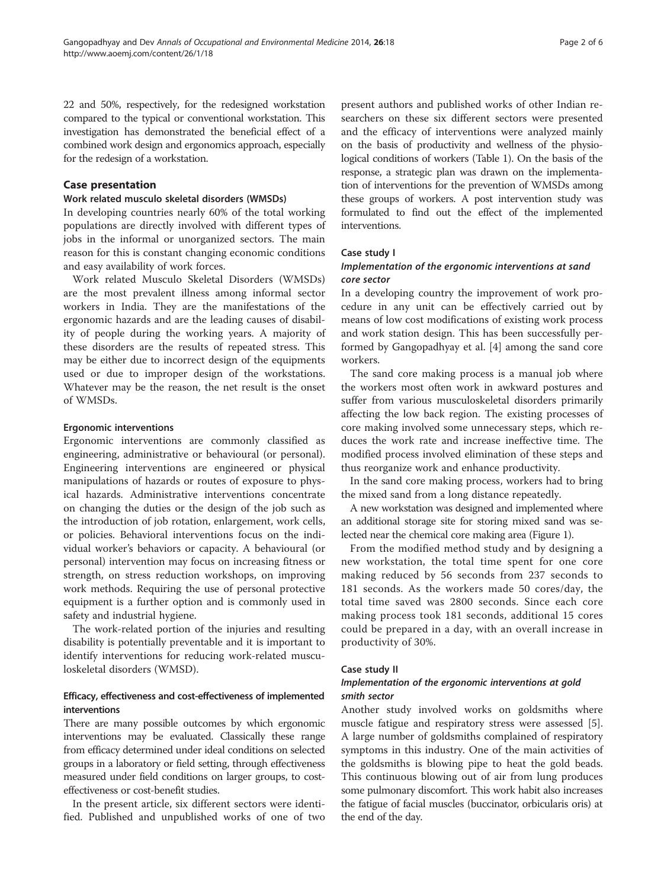22 and 50%, respectively, for the redesigned workstation compared to the typical or conventional workstation. This investigation has demonstrated the beneficial effect of a combined work design and ergonomics approach, especially for the redesign of a workstation.

## Case presentation

### Work related musculo skeletal disorders (WMSDs)

In developing countries nearly 60% of the total working populations are directly involved with different types of jobs in the informal or unorganized sectors. The main reason for this is constant changing economic conditions and easy availability of work forces.

Work related Musculo Skeletal Disorders (WMSDs) are the most prevalent illness among informal sector workers in India. They are the manifestations of the ergonomic hazards and are the leading causes of disability of people during the working years. A majority of these disorders are the results of repeated stress. This may be either due to incorrect design of the equipments used or due to improper design of the workstations. Whatever may be the reason, the net result is the onset of WMSDs.

### Ergonomic interventions

Ergonomic interventions are commonly classified as engineering, administrative or behavioural (or personal). Engineering interventions are engineered or physical manipulations of hazards or routes of exposure to physical hazards. Administrative interventions concentrate on changing the duties or the design of the job such as the introduction of job rotation, enlargement, work cells, or policies. Behavioral interventions focus on the individual worker's behaviors or capacity. A behavioural (or personal) intervention may focus on increasing fitness or strength, on stress reduction workshops, on improving work methods. Requiring the use of personal protective equipment is a further option and is commonly used in safety and industrial hygiene.

The work-related portion of the injuries and resulting disability is potentially preventable and it is important to identify interventions for reducing work-related musculoskeletal disorders (WMSD).

### Efficacy, effectiveness and cost-effectiveness of implemented interventions

There are many possible outcomes by which ergonomic interventions may be evaluated. Classically these range from efficacy determined under ideal conditions on selected groups in a laboratory or field setting, through effectiveness measured under field conditions on larger groups, to cost-effectiveness or cost-benefit studies.

In the present article, six different sectors were identified. Published and unpublished works of one of two present authors and published works of other Indian researchers on these six different sectors were presented and the efficacy of interventions were analyzed mainly on the basis of productivity and wellness of the physiological conditions of workers (Table 1). On the basis of the response, a strategic plan was drawn on the implementation of interventions for the prevention of WMSDs among these groups of workers. A post intervention study was formulated to find out the effect of the implemented interventions.

### Case study I

#### *Implementation of the ergonomic interventions at sand core sector*

In a developing country the improvement of work procedure in any unit can be effectively carried out by means of low cost modifications of existing work process and work station design. This has been successfully performed by Gangopadhyay et al. [4] among the sand core workers.

The sand core making process is a manual job where the workers most often work in awkward postures and suffer from various musculoskeletal disorders primarily affecting the low back region. The existing processes of core making involved some unnecessary steps, which reduces the work rate and increase ineffective time. The modified process involved elimination of these steps and thus reorganize work and enhance productivity.

In the sand core making process, workers had to bring the mixed sand from a long distance repeatedly.

A new workstation was designed and implemented where an additional storage site for storing mixed sand was selected near the chemical core making area (Figure 1).

From the modified method study and by designing a new workstation, the total time spent for one core making reduced by 56 seconds from 237 seconds to 181 seconds. As the workers made 50 cores/day, the total time saved was 2800 seconds. Since each core making process took 181 seconds, additional 15 cores could be prepared in a day, with an overall increase in productivity of 30%.

### Case study II

#### *Implementation of the ergonomic interventions at gold smith sector*

Another study involved works on goldsmiths where muscle fatigue and respiratory stress were assessed [5]. A large number of goldsmiths complained of respiratory symptoms in this industry. One of the main activities of the goldsmiths is blowing pipe to heat the gold beads. This continuous blowing out of air from lung produces some pulmonary discomfort. This work habit also increases the fatigue of facial muscles (buccinator, orbicularis oris) at the end of the day.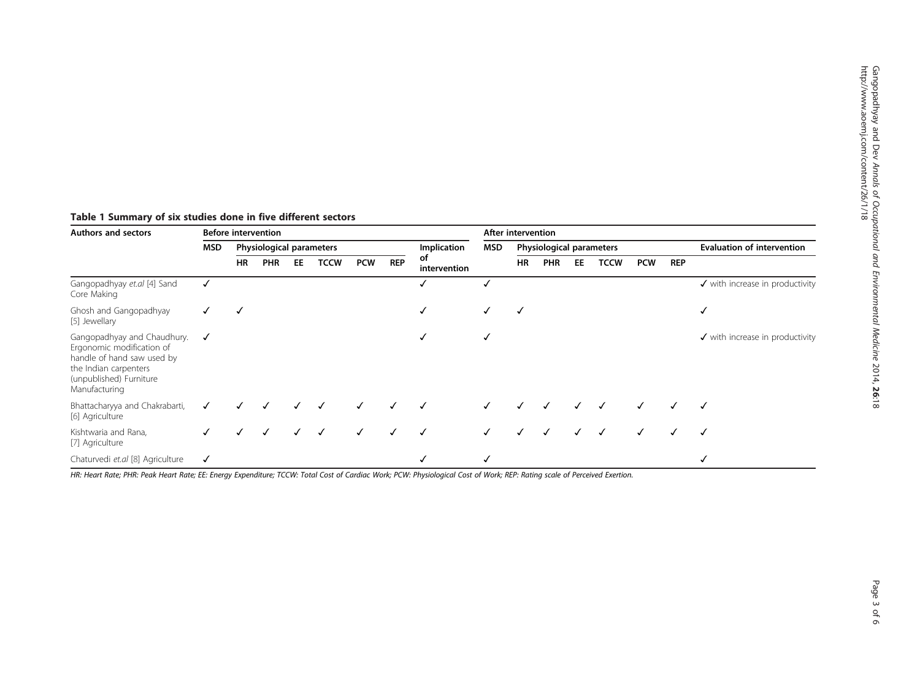**Table 1 Summary of six studies done in five different sectors**

| Authors and sectors | Before intervention | | | | | | | | After intervention | | | | | | | | |
|---|---|---|---|---|---|---|---|---|---|---|---|---|---|---|---|---|---|
| | MSD | Physiological parameters | | | | | | Implication of intervention | MSD | Physiological parameters | | | | | | | Evaluation of intervention |
| | | HR | PHR | EE | TCCW | PCW | REP | | | HR | PHR | EE | TCCW | PCW | REP | | |
| Gangopadhyay *et.al* [4] Sand Core Making | ✓ | | | | | | | ✓ | ✓ | | | | | | | | ✓ with increase in productivity |
| Ghosh and Gangopadhyay [5] Jewellary | ✓ | ✓ | | | | | | ✓ | ✓ | ✓ | | | | | | | ✓ |
| Gangopadhyay and Chaudhury. Ergonomic modification of handle of hand saw used by the Indian carpenters (unpublished) Furniture Manufacturing | ✓ | | | | | | | ✓ | ✓ | | | | | | | | ✓ with increase in productivity |
| Bhattacharyya and Chakrabarti, [6] Agriculture | ✓ | ✓ | ✓ | ✓ | ✓ | ✓ | ✓ | ✓ | ✓ | ✓ | ✓ | ✓ | ✓ | ✓ | ✓ | | ✓ |
| Kishtwaria and Rana, [7] Agriculture | ✓ | ✓ | ✓ | ✓ | ✓ | ✓ | ✓ | ✓ | ✓ | ✓ | ✓ | ✓ | ✓ | ✓ | ✓ | | ✓ |
| Chaturvedi *et.al* [8] Agriculture | ✓ | | | | | | | ✓ | ✓ | | | | | | | | ✓ |

*HR: Heart Rate; PHR: Peak Heart Rate; EE: Energy Expenditure; TCCW: Total Cost of Cardiac Work; PCW: Physiological Cost of Work; REP: Rating scale of Perceived Exertion.*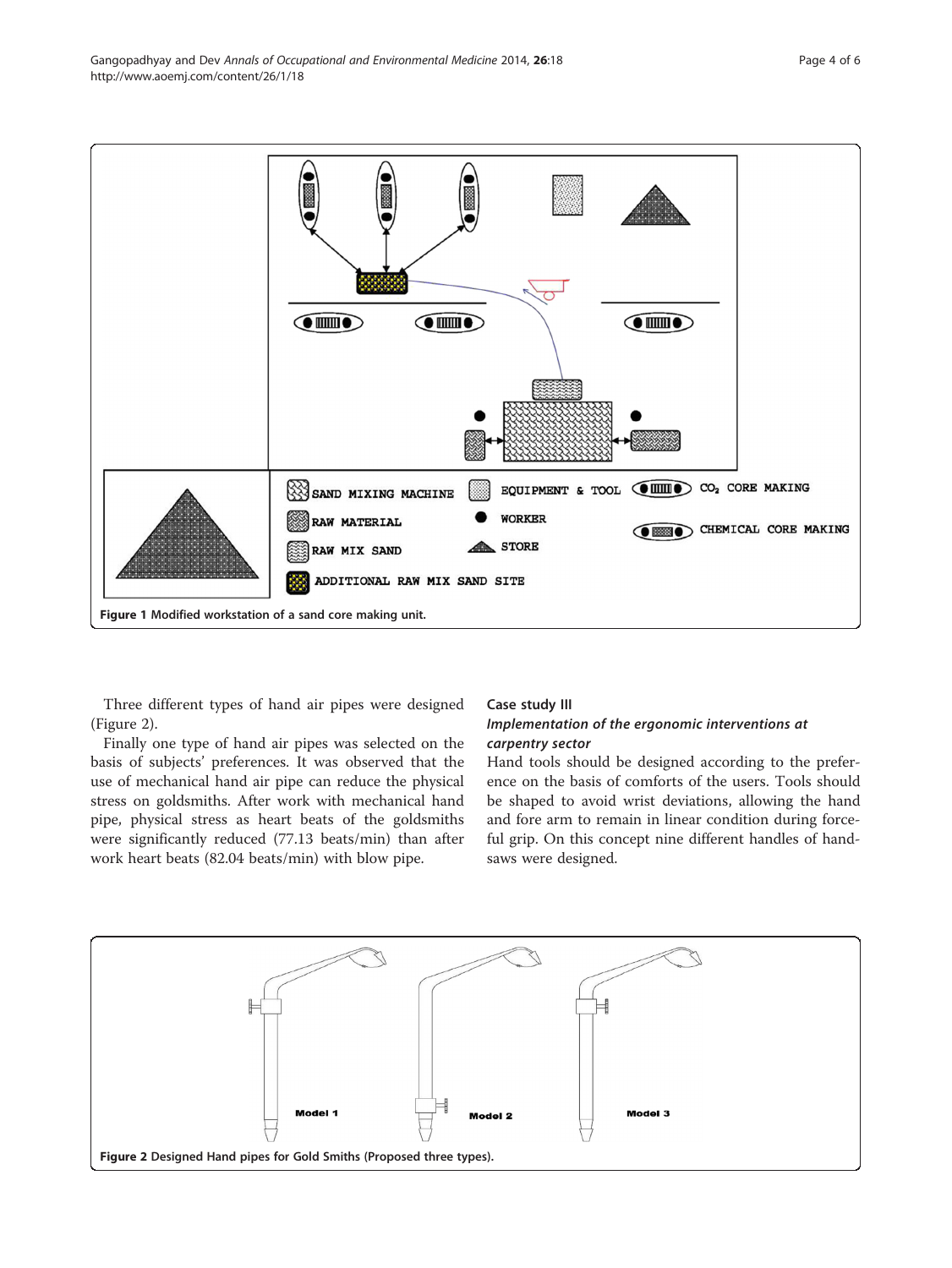Figure 1 Modified workstation of a sand core making unit.

Three different types of hand air pipes were designed (Figure 2).

Finally one type of hand air pipes was selected on the basis of subjects' preferences. It was observed that the use of mechanical hand air pipe can reduce the physical stress on goldsmiths. After work with mechanical hand pipe, physical stress as heart beats of the goldsmiths were significantly reduced (77.13 beats/min) than after work heart beats (82.04 beats/min) with blow pipe.

### Case study III

#### *Implementation of the ergonomic interventions at carpentry sector*

Hand tools should be designed according to the preference on the basis of comforts of the users. Tools should be shaped to avoid wrist deviations, allowing the hand and fore arm to remain in linear condition during forceful grip. On this concept nine different handles of handsaws were designed.

Figure 2 Designed Hand pipes for Gold Smiths (Proposed three types).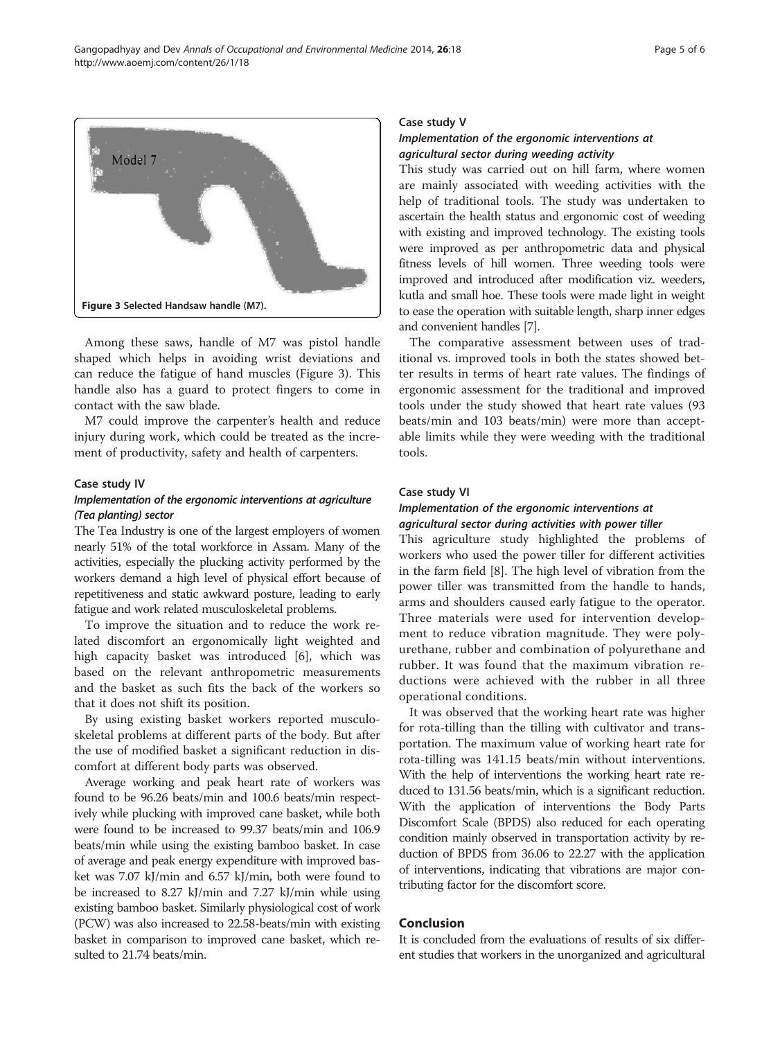Figure 3 Selected Handsaw handle (M7).

Among these saws, handle of M7 was pistol handle shaped which helps in avoiding wrist deviations and can reduce the fatigue of hand muscles (Figure 3). This handle also has a guard to protect fingers to come in contact with the saw blade.

M7 could improve the carpenter's health and reduce injury during work, which could be treated as the increment of productivity, safety and health of carpenters.

### Case study IV

#### *Implementation of the ergonomic interventions at agriculture (Tea planting) sector*

The Tea Industry is one of the largest employers of women nearly 51% of the total workforce in Assam. Many of the activities, especially the plucking activity performed by the workers demand a high level of physical effort because of repetitiveness and static awkward posture, leading to early fatigue and work related musculoskeletal problems.

To improve the situation and to reduce the work related discomfort an ergonomically light weighted and high capacity basket was introduced [6], which was based on the relevant anthropometric measurements and the basket as such fits the back of the workers so that it does not shift its position.

By using existing basket workers reported musculoskeletal problems at different parts of the body. But after the use of modified basket a significant reduction in discomfort at different body parts was observed.

Average working and peak heart rate of workers was found to be 96.26 beats/min and 100.6 beats/min respectively while plucking with improved cane basket, while both were found to be increased to 99.37 beats/min and 106.9 beats/min while using the existing bamboo basket. In case of average and peak energy expenditure with improved basket was 7.07 kJ/min and 6.57 kJ/min, both were found to be increased to 8.27 kJ/min and 7.27 kJ/min while using existing bamboo basket. Similarly physiological cost of work (PCW) was also increased to 22.58-beats/min with existing basket in comparison to improved cane basket, which resulted to 21.74 beats/min.

### Case study V

#### *Implementation of the ergonomic interventions at agricultural sector during weeding activity*

This study was carried out on hill farm, where women are mainly associated with weeding activities with the help of traditional tools. The study was undertaken to ascertain the health status and ergonomic cost of weeding with existing and improved technology. The existing tools were improved as per anthropometric data and physical fitness levels of hill women. Three weeding tools were improved and introduced after modification viz. weeders, kutla and small hoe. These tools were made light in weight to ease the operation with suitable length, sharp inner edges and convenient handles [7].

The comparative assessment between uses of traditional vs. improved tools in both the states showed better results in terms of heart rate values. The findings of ergonomic assessment for the traditional and improved tools under the study showed that heart rate values (93 beats/min and 103 beats/min) were more than acceptable limits while they were weeding with the traditional tools.

### Case study VI

#### *Implementation of the ergonomic interventions at agricultural sector during activities with power tiller*

This agriculture study highlighted the problems of workers who used the power tiller for different activities in the farm field [8]. The high level of vibration from the power tiller was transmitted from the handle to hands, arms and shoulders caused early fatigue to the operator. Three materials were used for intervention development to reduce vibration magnitude. They were polyurethane, rubber and combination of polyurethane and rubber. It was found that the maximum vibration reductions were achieved with the rubber in all three operational conditions.

It was observed that the working heart rate was higher for rota-tilling than the tilling with cultivator and transportation. The maximum value of working heart rate for rota-tilling was 141.15 beats/min without interventions. With the help of interventions the working heart rate reduced to 131.56 beats/min, which is a significant reduction. With the application of interventions the Body Parts Discomfort Scale (BPDS) also reduced for each operating condition mainly observed in transportation activity by reduction of BPDS from 36.06 to 22.27 with the application of interventions, indicating that vibrations are major contributing factor for the discomfort score.

## Conclusion

It is concluded from the evaluations of results of six different studies that workers in the unorganized and agricultural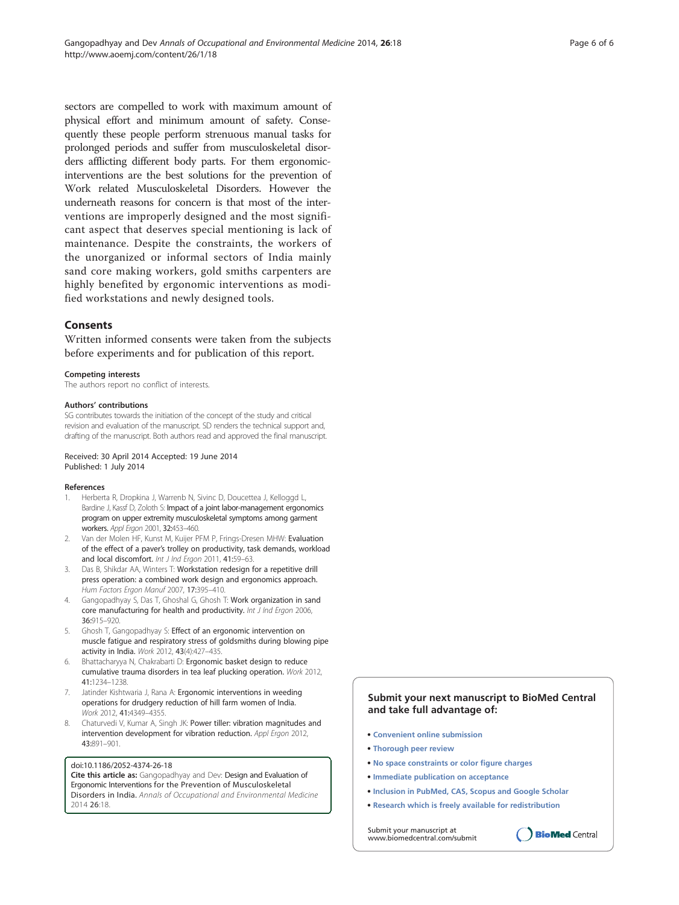sectors are compelled to work with maximum amount of physical effort and minimum amount of safety. Consequently these people perform strenuous manual tasks for prolonged periods and suffer from musculoskeletal disorders afflicting different body parts. For them ergonomic-interventions are the best solutions for the prevention of Work related Musculoskeletal Disorders. However the underneath reasons for concern is that most of the interventions are improperly designed and the most significant aspect that deserves special mentioning is lack of maintenance. Despite the constraints, the workers of the unorganized or informal sectors of India mainly sand core making workers, gold smiths carpenters are highly benefited by ergonomic interventions as modified workstations and newly designed tools.

## Consents

Written informed consents were taken from the subjects before experiments and for publication of this report.

#### Competing interests

The authors report no conflict of interests.

#### Authors' contributions

SG contributes towards the initiation of the concept of the study and critical revision and evaluation of the manuscript. SD renders the technical support and, drafting of the manuscript. Both authors read and approved the final manuscript.

Received: 30 April 2014 Accepted: 19 June 2014
Published: 1 July 2014

#### References

1. Herberta R, Dropkina J, Warrenb N, Sivinc D, Doucettea J, Kelloggd L, Bardine J, Kassf D, Zoloth S: **Impact of a joint labor-management ergonomics program on upper extremity musculoskeletal symptoms among garment workers.** *Appl Ergon* 2001, **32:**453–460.
2. Van der Molen HF, Kunst M, Kuijer PFM P, Frings-Dresen MHW: **Evaluation of the effect of a paver's trolley on productivity, task demands, workload and local discomfort.** *Int J Ind Ergon* 2011, **41:**59–63.
3. Das B, Shikdar AA, Winters T: **Workstation redesign for a repetitive drill press operation: a combined work design and ergonomics approach.** *Hum Factors Ergon Manuf* 2007, **17:**395–410.
4. Gangopadhyay S, Das T, Ghoshal G, Ghosh T: **Work organization in sand core manufacturing for health and productivity.** *Int J Ind Ergon* 2006, **36:**915–920.
5. Ghosh T, Gangopadhyay S: **Effect of an ergonomic intervention on muscle fatigue and respiratory stress of goldsmiths during blowing pipe activity in India.** *Work* 2012, **43**(4):427–435.
6. Bhattacharyya N, Chakrabarti D: **Ergonomic basket design to reduce cumulative trauma disorders in tea leaf plucking operation.** *Work* 2012, **41:**1234–1238.
7. Jatinder Kishtwaria J, Rana A: **Ergonomic interventions in weeding operations for drudgery reduction of hill farm women of India.** *Work* 2012, **41:**4349–4355.
8. Chaturvedi V, Kumar A, Singh JK: **Power tiller: vibration magnitudes and intervention development for vibration reduction.** *Appl Ergon* 2012, **43:**891–901.

doi:10.1186/2052-4374-26-18
**Cite this article as:** Gangopadhyay and Dev: Design and Evaluation of Ergonomic Interventions for the Prevention of Musculoskeletal Disorders in India. *Annals of Occupational and Environmental Medicine* 2014 **26**:18.

**Submit your next manuscript to BioMed Central and take full advantage of:**

- **Convenient online submission**
- **Thorough peer review**
- **No space constraints or color figure charges**
- **Immediate publication on acceptance**
- **Inclusion in PubMed, CAS, Scopus and Google Scholar**
- **Research which is freely available for redistribution**

Submit your manuscript at
www.biomedcentral.com/submit

BioMed Central